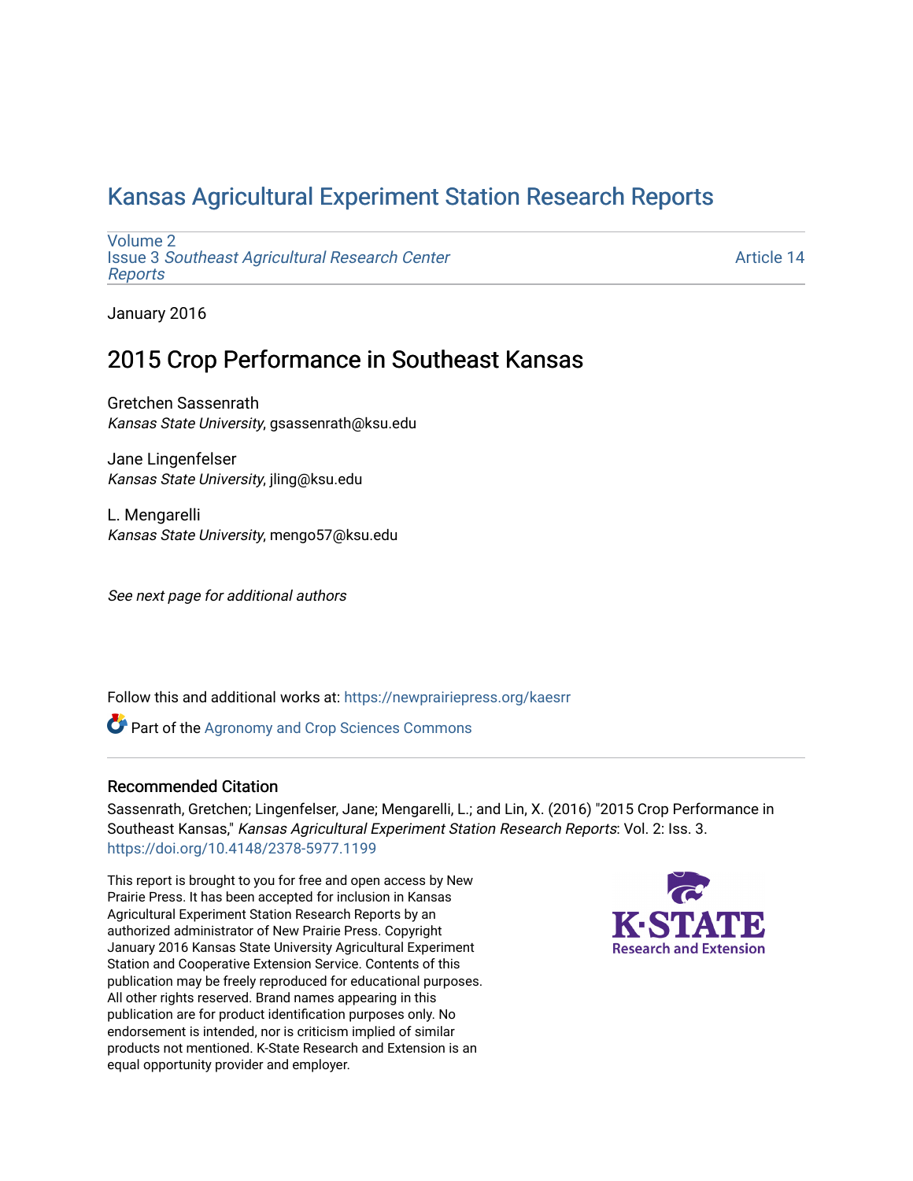# Kansas Agricultural Experiment Station Research Reports

Volume 2
Issue 3 *Southeast Agricultural Research Center Reports*

Article 14

January 2016

## 2015 Crop Performance in Southeast Kansas

Gretchen Sassenrath
*Kansas State University*, gsassenrath@ksu.edu

Jane Lingenfelser
*Kansas State University*, jling@ksu.edu

L. Mengarelli
*Kansas State University*, mengo57@ksu.edu

*See next page for additional authors*

Follow this and additional works at: https://newprairiepress.org/kaesrr

Part of the Agronomy and Crop Sciences Commons

### Recommended Citation

Sassenrath, Gretchen; Lingenfelser, Jane; Mengarelli, L.; and Lin, X. (2016) "2015 Crop Performance in Southeast Kansas," *Kansas Agricultural Experiment Station Research Reports*: Vol. 2: Iss. 3. https://doi.org/10.4148/2378-5977.1199

This report is brought to you for free and open access by New Prairie Press. It has been accepted for inclusion in Kansas Agricultural Experiment Station Research Reports by an authorized administrator of New Prairie Press. Copyright January 2016 Kansas State University Agricultural Experiment Station and Cooperative Extension Service. Contents of this publication may be freely reproduced for educational purposes. All other rights reserved. Brand names appearing in this publication are for product identification purposes only. No endorsement is intended, nor is criticism implied of similar products not mentioned. K-State Research and Extension is an equal opportunity provider and employer.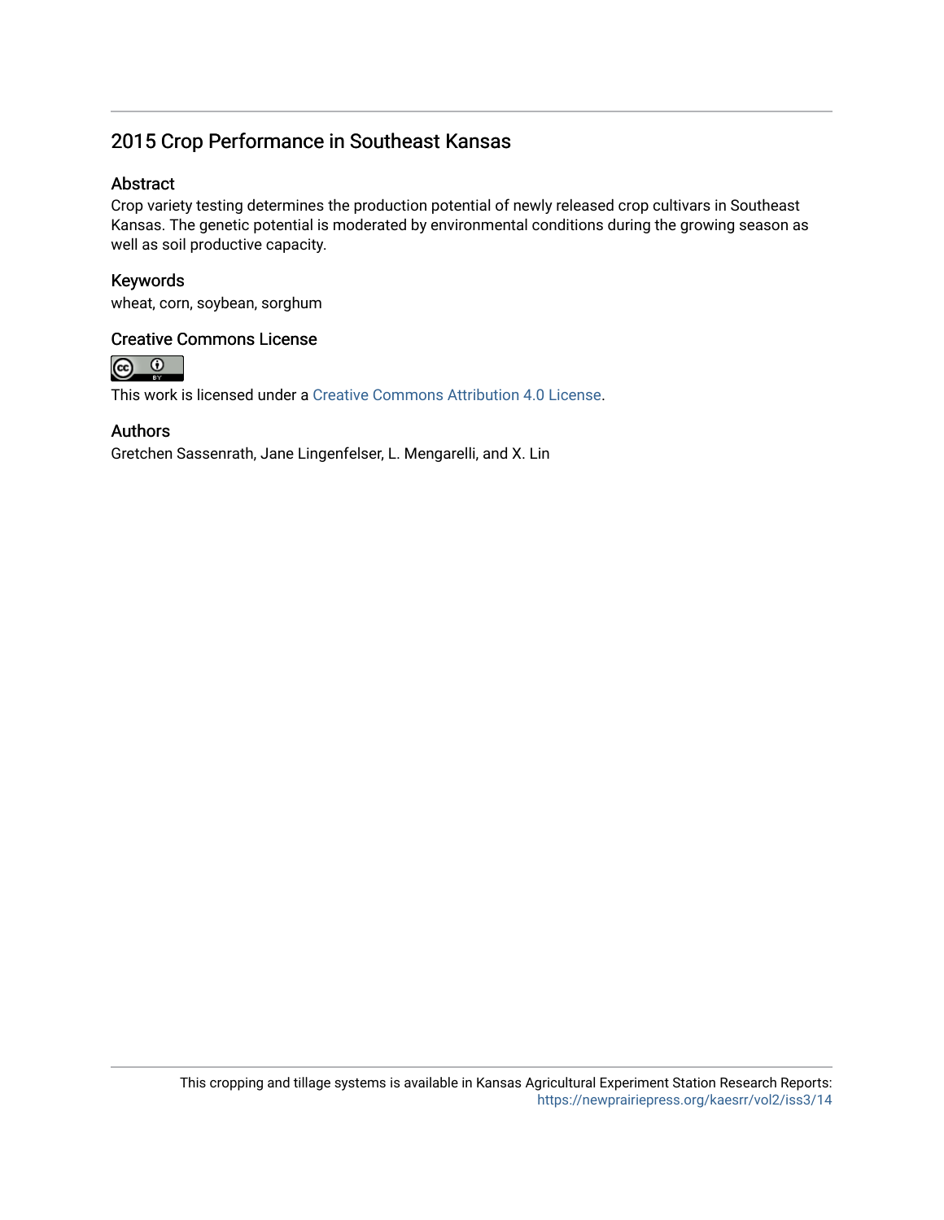## 2015 Crop Performance in Southeast Kansas

### Abstract

Crop variety testing determines the production potential of newly released crop cultivars in Southeast Kansas. The genetic potential is moderated by environmental conditions during the growing season as well as soil productive capacity.

### Keywords

wheat, corn, soybean, sorghum

### Creative Commons License

This work is licensed under a Creative Commons Attribution 4.0 License.

### Authors

Gretchen Sassenrath, Jane Lingenfelser, L. Mengarelli, and X. Lin

This cropping and tillage systems is available in Kansas Agricultural Experiment Station Research Reports: https://newprairiepress.org/kaesrr/vol2/iss3/14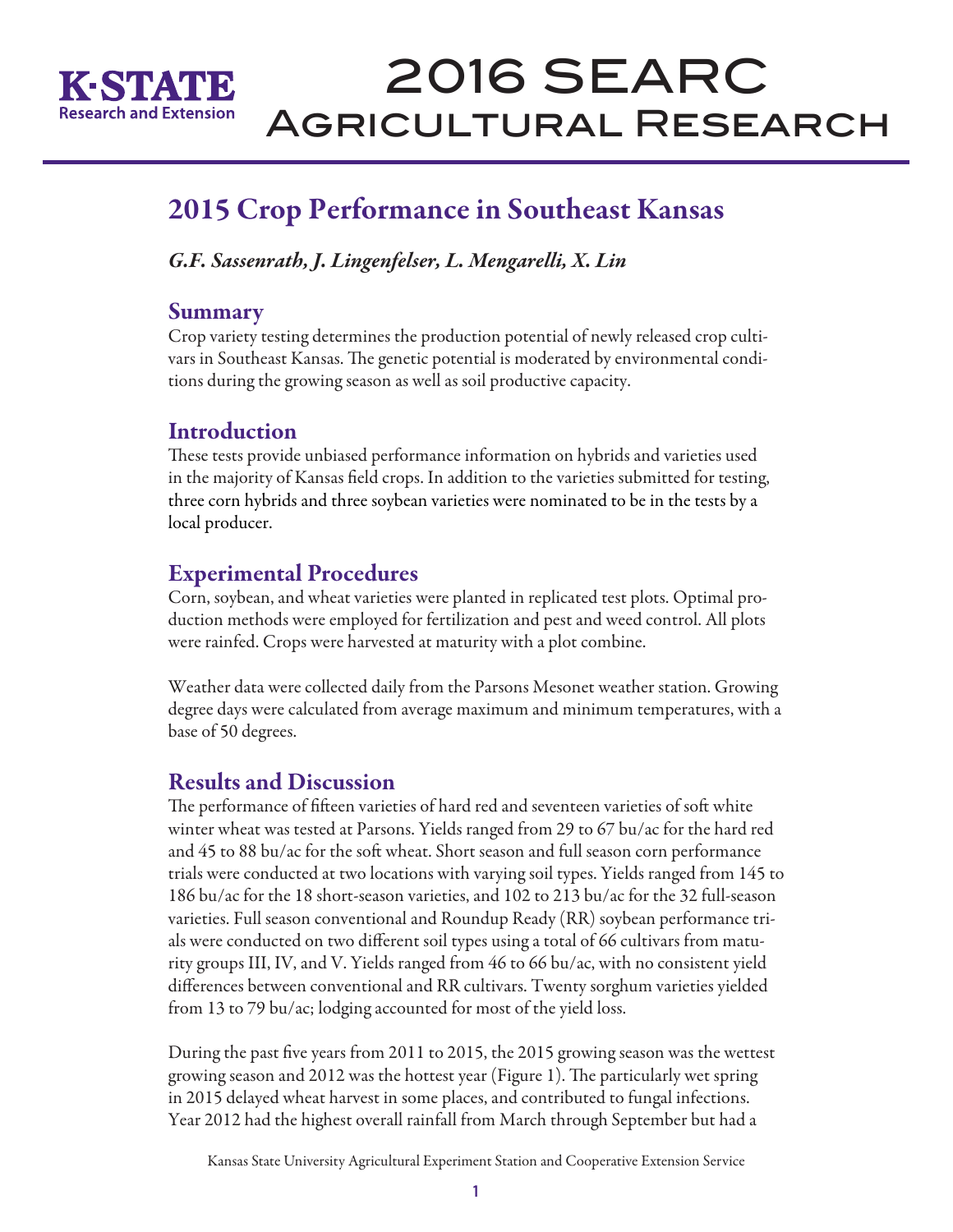# 2016 SEARC Agricultural Research

## 2015 Crop Performance in Southeast Kansas

*G.F. Sassenrath, J. Lingenfelser, L. Mengarelli, X. Lin*

### Summary

Crop variety testing determines the production potential of newly released crop cultivars in Southeast Kansas. The genetic potential is moderated by environmental conditions during the growing season as well as soil productive capacity.

### Introduction

These tests provide unbiased performance information on hybrids and varieties used in the majority of Kansas field crops. In addition to the varieties submitted for testing, three corn hybrids and three soybean varieties were nominated to be in the tests by a local producer.

### Experimental Procedures

Corn, soybean, and wheat varieties were planted in replicated test plots. Optimal production methods were employed for fertilization and pest and weed control. All plots were rainfed. Crops were harvested at maturity with a plot combine.

Weather data were collected daily from the Parsons Mesonet weather station. Growing degree days were calculated from average maximum and minimum temperatures, with a base of 50 degrees.

### Results and Discussion

The performance of fifteen varieties of hard red and seventeen varieties of soft white winter wheat was tested at Parsons. Yields ranged from 29 to 67 bu/ac for the hard red and 45 to 88 bu/ac for the soft wheat. Short season and full season corn performance trials were conducted at two locations with varying soil types. Yields ranged from 145 to 186 bu/ac for the 18 short-season varieties, and 102 to 213 bu/ac for the 32 full-season varieties. Full season conventional and Roundup Ready (RR) soybean performance trials were conducted on two different soil types using a total of 66 cultivars from maturity groups III, IV, and V. Yields ranged from 46 to 66 bu/ac, with no consistent yield differences between conventional and RR cultivars. Twenty sorghum varieties yielded from 13 to 79 bu/ac; lodging accounted for most of the yield loss.

During the past five years from 2011 to 2015, the 2015 growing season was the wettest growing season and 2012 was the hottest year (Figure 1). The particularly wet spring in 2015 delayed wheat harvest in some places, and contributed to fungal infections. Year 2012 had the highest overall rainfall from March through September but had a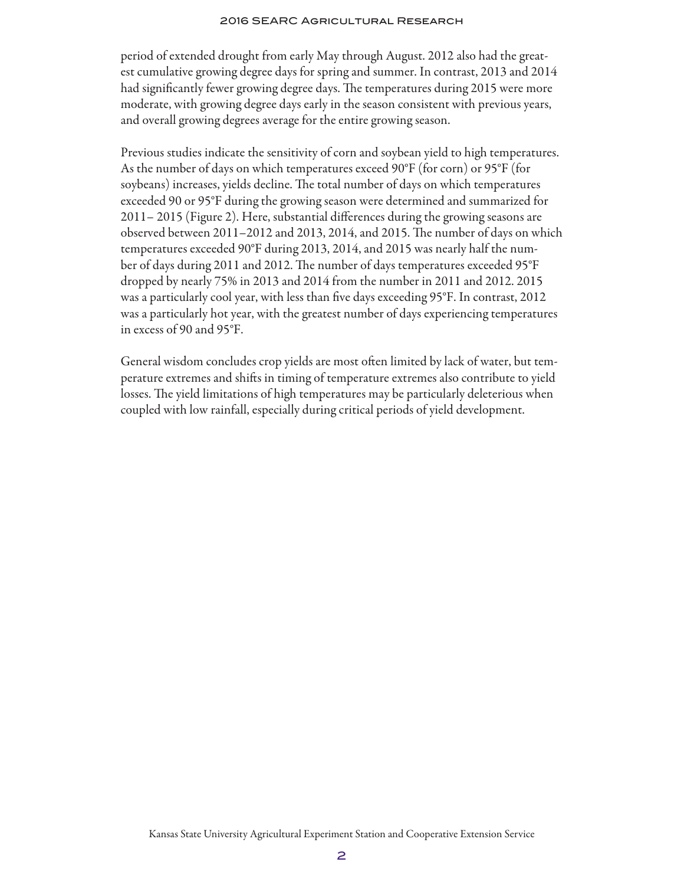period of extended drought from early May through August. 2012 also had the greatest cumulative growing degree days for spring and summer. In contrast, 2013 and 2014 had significantly fewer growing degree days. The temperatures during 2015 were more moderate, with growing degree days early in the season consistent with previous years, and overall growing degrees average for the entire growing season.

Previous studies indicate the sensitivity of corn and soybean yield to high temperatures. As the number of days on which temperatures exceed 90°F (for corn) or 95°F (for soybeans) increases, yields decline. The total number of days on which temperatures exceeded 90 or 95°F during the growing season were determined and summarized for 2011– 2015 (Figure 2). Here, substantial differences during the growing seasons are observed between 2011–2012 and 2013, 2014, and 2015. The number of days on which temperatures exceeded 90°F during 2013, 2014, and 2015 was nearly half the number of days during 2011 and 2012. The number of days temperatures exceeded 95°F dropped by nearly 75% in 2013 and 2014 from the number in 2011 and 2012. 2015 was a particularly cool year, with less than five days exceeding 95°F. In contrast, 2012 was a particularly hot year, with the greatest number of days experiencing temperatures in excess of 90 and 95°F.

General wisdom concludes crop yields are most often limited by lack of water, but temperature extremes and shifts in timing of temperature extremes also contribute to yield losses. The yield limitations of high temperatures may be particularly deleterious when coupled with low rainfall, especially during critical periods of yield development.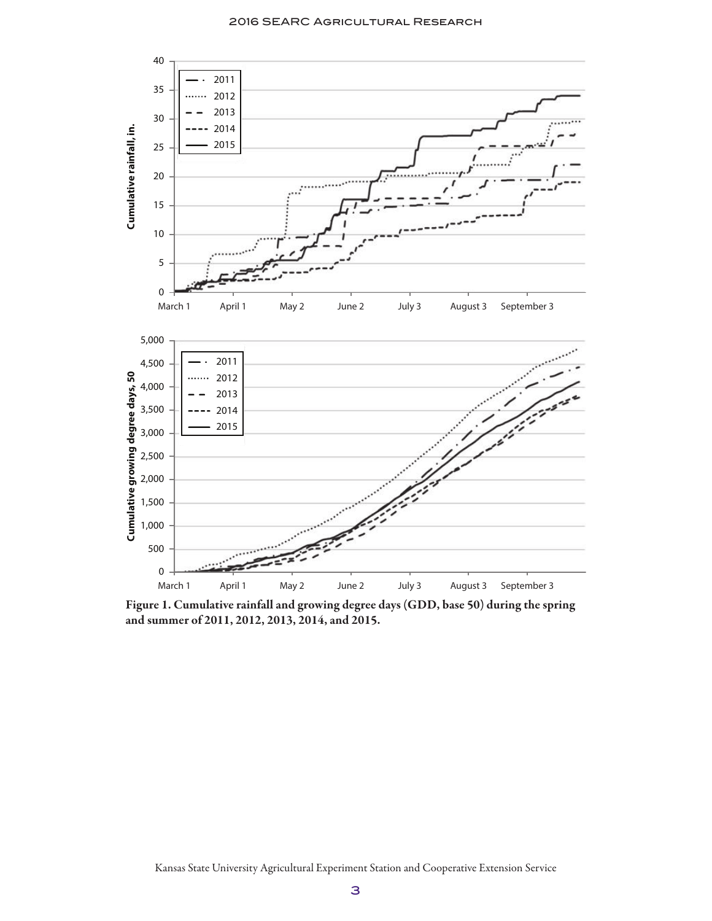Figure 1. Cumulative rainfall and growing degree days (GDD, base 50) during the spring and summer of 2011, 2012, 2013, 2014, and 2015.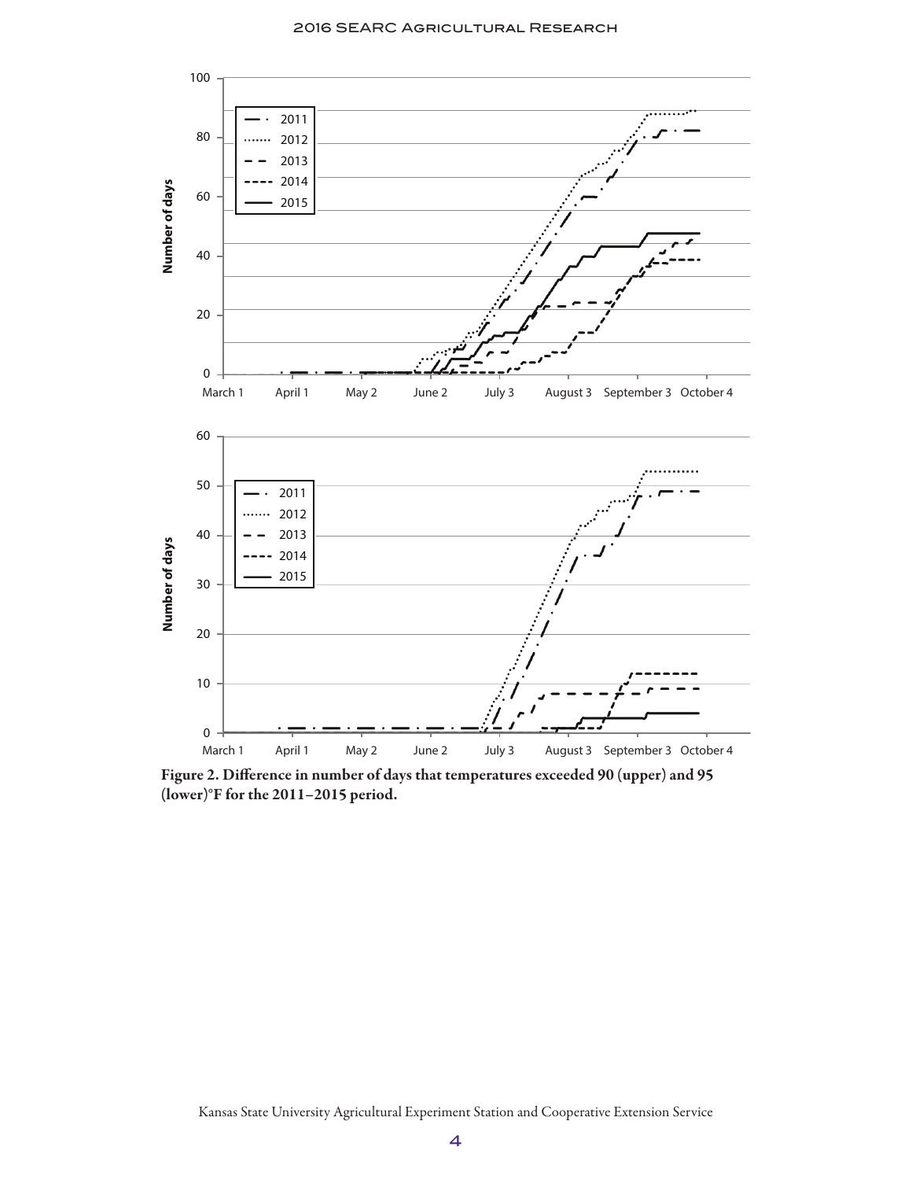100
80
60
40
20
0

Number of days

2011
2012
2013
2014
2015

March 1 April 1 May 2 June 2 July 3 August 3 September 3 October 4

60
50
40
30
20
10
0

Number of days

2011
2012
2013
2014
2015

March 1 April 1 May 2 June 2 July 3 August 3 September 3 October 4

**Figure 2. Difference in number of days that temperatures exceeded 90 (upper) and 95 (lower)°F for the 2011–2015 period.**